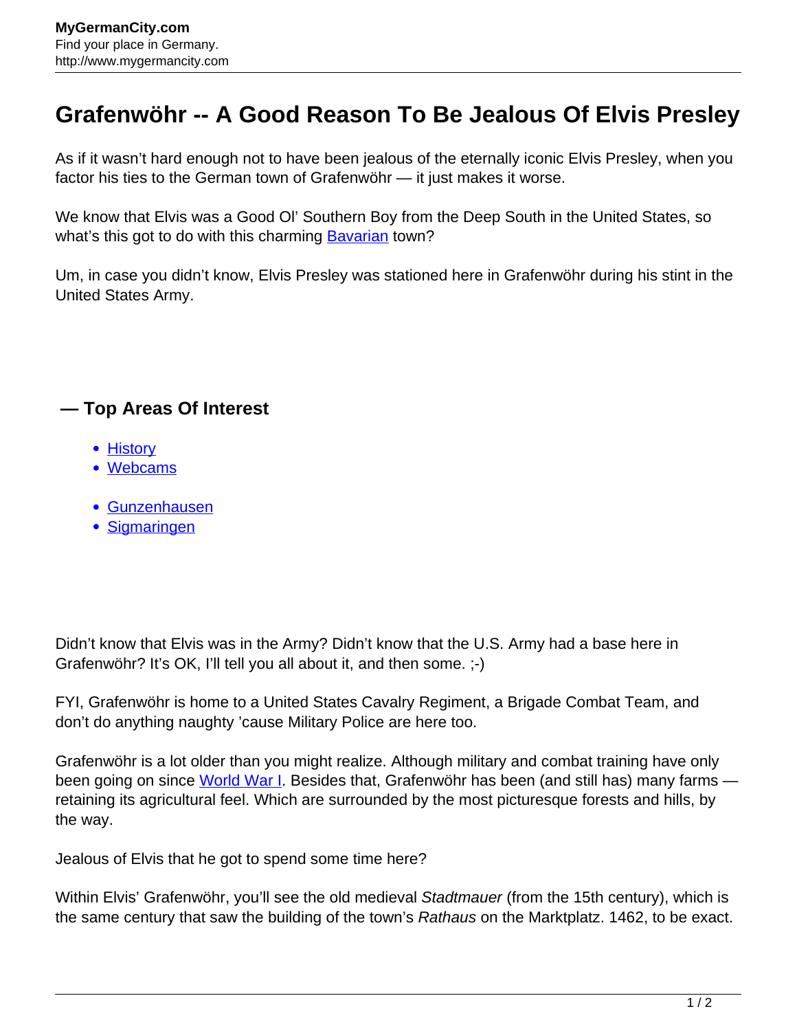# Grafenwöhr -- A Good Reason To Be Jealous Of Elvis Presley

As if it wasn't hard enough not to have been jealous of the eternally iconic Elvis Presley, when you factor his ties to the German town of Grafenwöhr — it just makes it worse.

We know that Elvis was a Good Ol' Southern Boy from the Deep South in the United States, so what's this got to do with this charming Bavarian town?

Um, in case you didn't know, Elvis Presley was stationed here in Grafenwöhr during his stint in the United States Army.

## — Top Areas Of Interest

- History
- Webcams

- Gunzenhausen
- Sigmaringen

Didn't know that Elvis was in the Army? Didn't know that the U.S. Army had a base here in Grafenwöhr? It's OK, I'll tell you all about it, and then some. ;-)

FYI, Grafenwöhr is home to a United States Cavalry Regiment, a Brigade Combat Team, and don't do anything naughty 'cause Military Police are here too.

Grafenwöhr is a lot older than you might realize. Although military and combat training have only been going on since World War I. Besides that, Grafenwöhr has been (and still has) many farms — retaining its agricultural feel. Which are surrounded by the most picturesque forests and hills, by the way.

Jealous of Elvis that he got to spend some time here?

Within Elvis' Grafenwöhr, you'll see the old medieval *Stadtmauer* (from the 15th century), which is the same century that saw the building of the town's *Rathaus* on the Marktplatz. 1462, to be exact.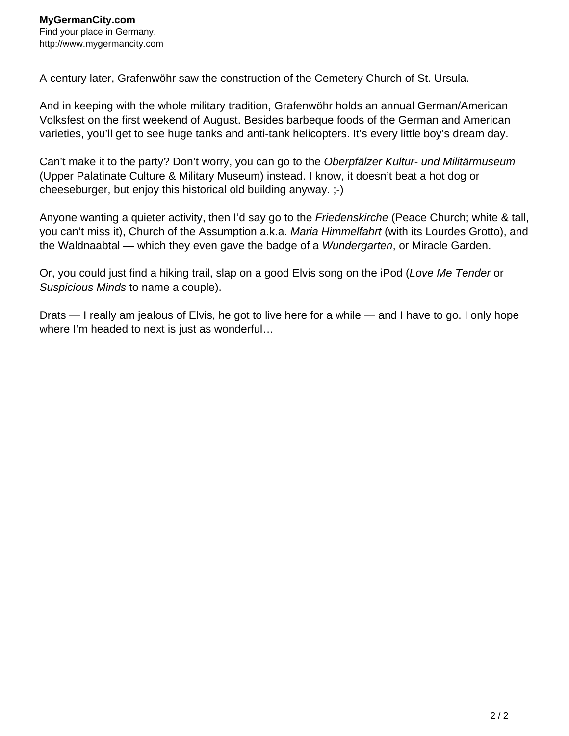A century later, Grafenwöhr saw the construction of the Cemetery Church of St. Ursula.

And in keeping with the whole military tradition, Grafenwöhr holds an annual German/American Volksfest on the first weekend of August. Besides barbeque foods of the German and American varieties, you'll get to see huge tanks and anti-tank helicopters. It's every little boy's dream day.

Can't make it to the party? Don't worry, you can go to the *Oberpfälzer Kultur- und Militärmuseum* (Upper Palatinate Culture & Military Museum) instead. I know, it doesn't beat a hot dog or cheeseburger, but enjoy this historical old building anyway. ;-)

Anyone wanting a quieter activity, then I'd say go to the *Friedenskirche* (Peace Church; white & tall, you can't miss it), Church of the Assumption a.k.a. *Maria Himmelfahrt* (with its Lourdes Grotto), and the Waldnaabtal — which they even gave the badge of a *Wundergarten*, or Miracle Garden.

Or, you could just find a hiking trail, slap on a good Elvis song on the iPod (*Love Me Tender* or *Suspicious Minds* to name a couple).

Drats — I really am jealous of Elvis, he got to live here for a while — and I have to go. I only hope where I'm headed to next is just as wonderful…